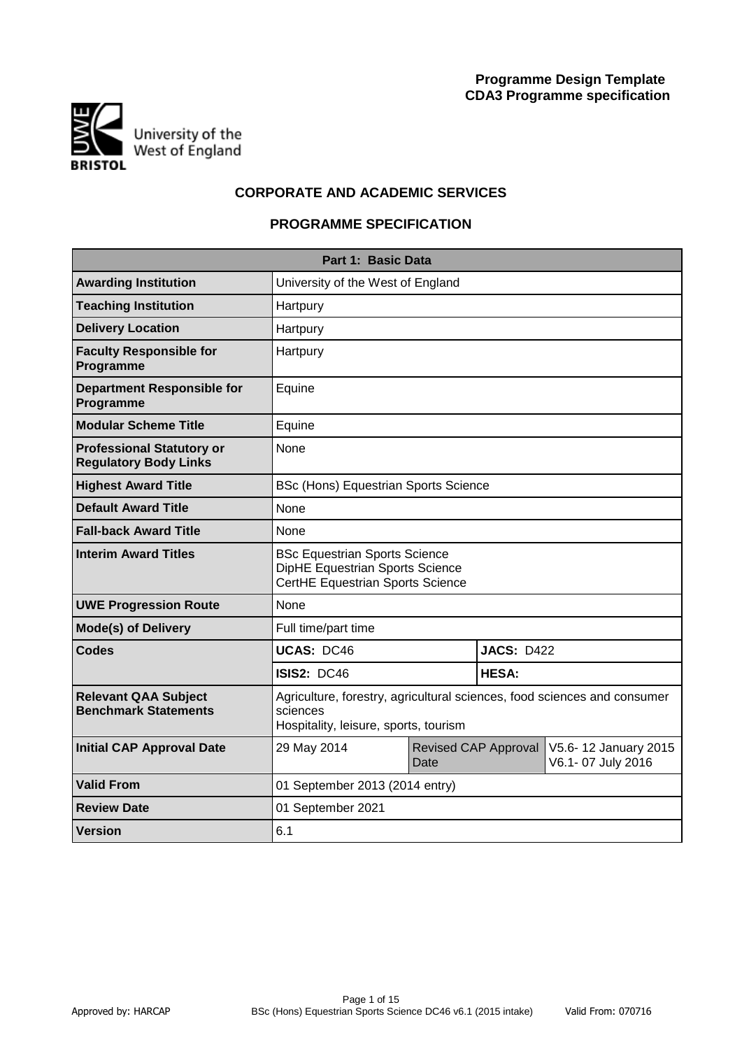**Programme Design Template**
**CDA3 Programme specification**

University of the West of England
BRISTOL

## CORPORATE AND ACADEMIC SERVICES

## PROGRAMME SPECIFICATION

| Part 1: Basic Data | | | |
|---|---|---|---|
| **Awarding Institution** | University of the West of England | | |
| **Teaching Institution** | Hartpury | | |
| **Delivery Location** | Hartpury | | |
| **Faculty Responsible for Programme** | Hartpury | | |
| **Department Responsible for Programme** | Equine | | |
| **Modular Scheme Title** | Equine | | |
| **Professional Statutory or Regulatory Body Links** | None | | |
| **Highest Award Title** | BSc (Hons) Equestrian Sports Science | | |
| **Default Award Title** | None | | |
| **Fall-back Award Title** | None | | |
| **Interim Award Titles** | BSc Equestrian Sports Science<br>DipHE Equestrian Sports Science<br>CertHE Equestrian Sports Science | | |
| **UWE Progression Route** | None | | |
| **Mode(s) of Delivery** | Full time/part time | | |
| **Codes** | **UCAS:** DC46 | **JACS:** D422 | |
| | **ISIS2:** DC46 | **HESA:** | |
| **Relevant QAA Subject Benchmark Statements** | Agriculture, forestry, agricultural sciences, food sciences and consumer sciences<br>Hospitality, leisure, sports, tourism | | |
| **Initial CAP Approval Date** | 29 May 2014 | Revised CAP Approval Date | V5.6- 12 January 2015<br>V6.1- 07 July 2016 |
| **Valid From** | 01 September 2013 (2014 entry) | | |
| **Review Date** | 01 September 2021 | | |
| **Version** | 6.1 | | |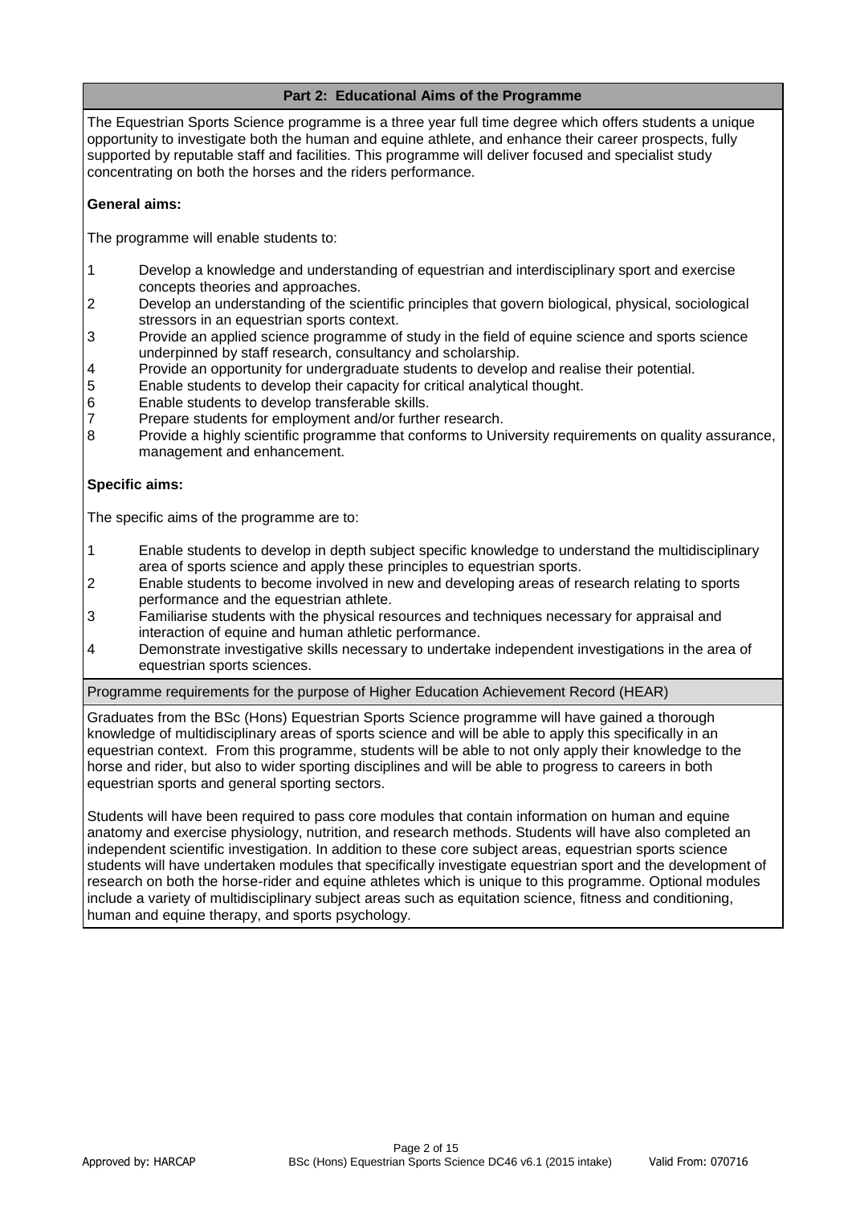## Part 2: Educational Aims of the Programme

The Equestrian Sports Science programme is a three year full time degree which offers students a unique opportunity to investigate both the human and equine athlete, and enhance their career prospects, fully supported by reputable staff and facilities. This programme will deliver focused and specialist study concentrating on both the horses and the riders performance.

**General aims:**

The programme will enable students to:

1. Develop a knowledge and understanding of equestrian and interdisciplinary sport and exercise concepts theories and approaches.
2. Develop an understanding of the scientific principles that govern biological, physical, sociological stressors in an equestrian sports context.
3. Provide an applied science programme of study in the field of equine science and sports science underpinned by staff research, consultancy and scholarship.
4. Provide an opportunity for undergraduate students to develop and realise their potential.
5. Enable students to develop their capacity for critical analytical thought.
6. Enable students to develop transferable skills.
7. Prepare students for employment and/or further research.
8. Provide a highly scientific programme that conforms to University requirements on quality assurance, management and enhancement.

**Specific aims:**

The specific aims of the programme are to:

1. Enable students to develop in depth subject specific knowledge to understand the multidisciplinary area of sports science and apply these principles to equestrian sports.
2. Enable students to become involved in new and developing areas of research relating to sports performance and the equestrian athlete.
3. Familiarise students with the physical resources and techniques necessary for appraisal and interaction of equine and human athletic performance.
4. Demonstrate investigative skills necessary to undertake independent investigations in the area of equestrian sports sciences.

### Programme requirements for the purpose of Higher Education Achievement Record (HEAR)

Graduates from the BSc (Hons) Equestrian Sports Science programme will have gained a thorough knowledge of multidisciplinary areas of sports science and will be able to apply this specifically in an equestrian context. From this programme, students will be able to not only apply their knowledge to the horse and rider, but also to wider sporting disciplines and will be able to progress to careers in both equestrian sports and general sporting sectors.

Students will have been required to pass core modules that contain information on human and equine anatomy and exercise physiology, nutrition, and research methods. Students will have also completed an independent scientific investigation. In addition to these core subject areas, equestrian sports science students will have undertaken modules that specifically investigate equestrian sport and the development of research on both the horse-rider and equine athletes which is unique to this programme. Optional modules include a variety of multidisciplinary subject areas such as equitation science, fitness and conditioning, human and equine therapy, and sports psychology.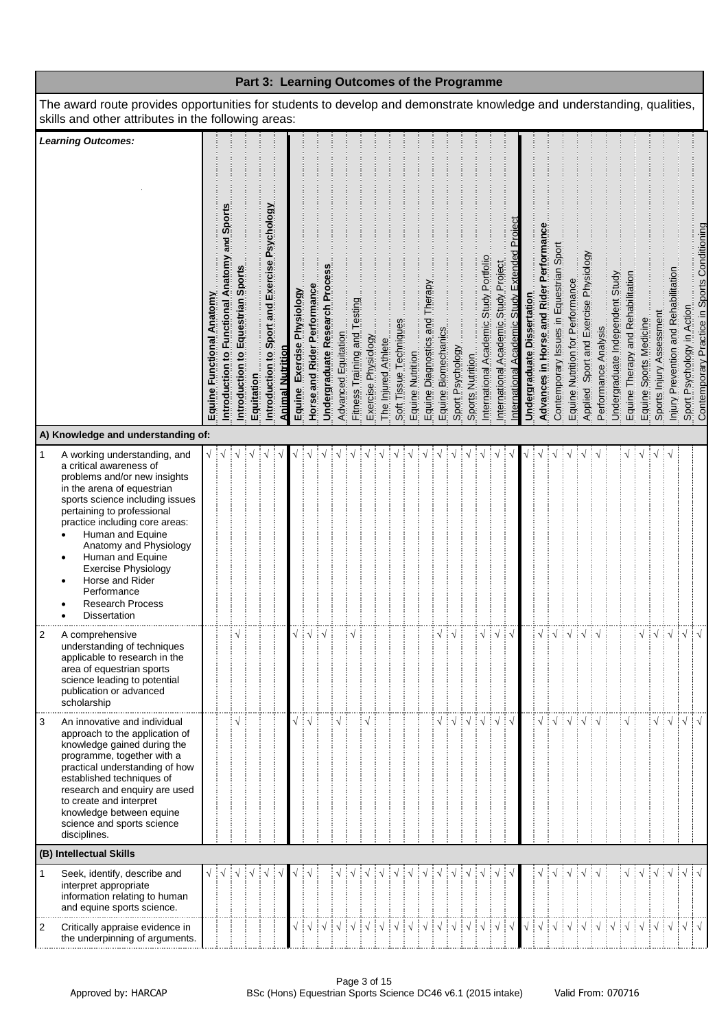## Part 3: Learning Outcomes of the Programme

The award route provides opportunities for students to develop and demonstrate knowledge and understanding, qualities, skills and other attributes in the following areas:

| Learning Outcomes: | Equine Functional Anatomy | Introduction to Functional Anatomy and Sports | Introduction to Equestrian Sports | Equitation | Introduction to Sport and Exercise Psychology | Animal Nutrition | Equine Exercise Physiology | Horse and Rider Performance | Undergraduate Research Process | Advanced Equitation | Fitness Training and Testing | Exercise Physiology | The Injured Athlete | Soft Tissue Techniques | Equine Nutrition | Equine Diagnostics and Therapy | Equine Biomechanics | Sport Psychology | Sports Nutrition | International Academic Study Portfolio | International Academic Study Project | International Academic Study Extended Project | Undergraduate Dissertation | Advances in Horse and Rider Performance | Contemporary Issues in Equestrian Sport | Equine Nutrition for Performance | Applied Sport and Exercise Physiology | Performance Analysis | Undergraduate Independent Study | Equine Therapy and Rehabilitation | Equine Sports Medicine | Sports Injury Assessment | Injury Prevention and Rehabilitation | Sport Psychology in Action | Contemporary Practice in Sports Conditioning |
|---|---|---|---|---|---|---|---|---|---|---|---|---|---|---|---|---|---|---|---|---|---|---|---|---|---|---|---|---|---|---|---|---|---|---|---|
| **A) Knowledge and understanding of:** | | | | | | | | | | | | | | | | | | | | | | | | | | | | | | | | | | | |
| 1 A working understanding, and a critical awareness of problems and/or new insights in the arena of equestrian sports science including issues pertaining to professional practice including core areas: • Human and Equine Anatomy and Physiology • Human and Equine Exercise Physiology • Horse and Rider Performance • Research Process • Dissertation | √ | √ | √ | √ | √ | √ | √ | √ | √ | √ | √ | √ | √ | √ | √ | √ | √ | √ | √ | √ | √ | √ | √ | √ | √ | √ | √ | √ | | √ | √ | √ | √ | | |
| 2 A comprehensive understanding of techniques applicable to research in the area of equestrian sports science leading to potential publication or advanced scholarship | | | √ | | | | √ | √ | √ | | √ | | | | | | √ | √ | | √ | √ | √ | | √ | √ | √ | √ | √ | | | √ | √ | √ | √ | √ |
| 3 An innovative and individual approach to the application of knowledge gained during the programme, together with a practical understanding of how established techniques of research and enquiry are used to create and interpret knowledge between equine science and sports science disciplines. | | | √ | | | | √ | √ | | √ | | √ | | | | | √ | √ | √ | √ | √ | √ | | √ | √ | √ | √ | √ | | √ | | √ | √ | √ | √ |
| **(B) Intellectual Skills** | | | | | | | | | | | | | | | | | | | | | | | | | | | | | | | | | | | |
| 1 Seek, identify, describe and interpret appropriate information relating to human and equine sports science. | √ | √ | √ | √ | √ | √ | √ | √ | | √ | √ | √ | √ | √ | √ | √ | √ | √ | √ | √ | √ | √ | | √ | √ | √ | √ | √ | | √ | √ | √ | √ | √ | √ |
| 2 Critically appraise evidence in the underpinning of arguments. | | | | | | | √ | √ | √ | √ | √ | √ | √ | √ | √ | √ | √ | √ | √ | √ | √ | √ | √ | √ | √ | √ | √ | √ | √ | √ | √ | √ | √ | √ | √ |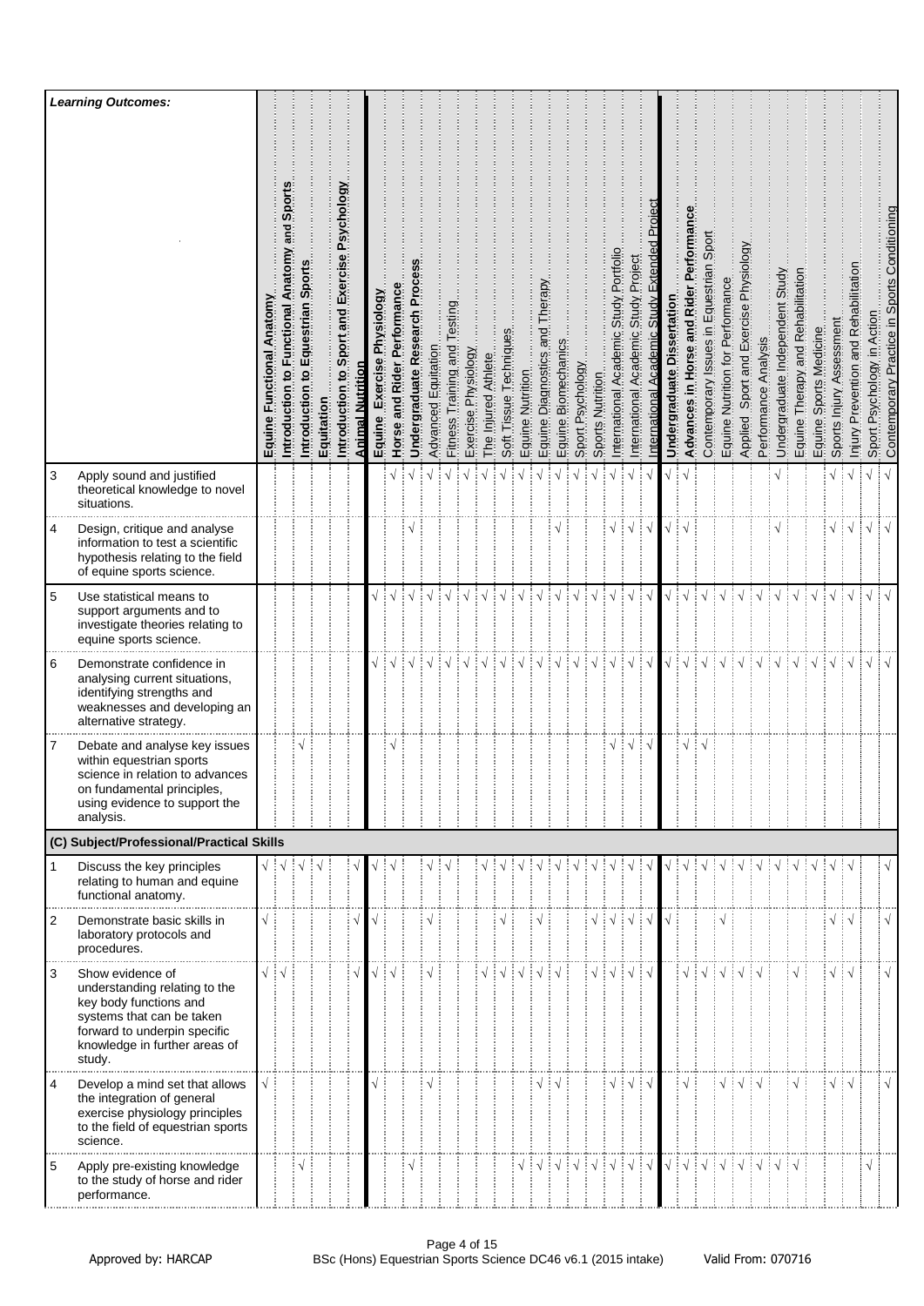| | Learning Outcomes: | Equine Functional Anatomy | Introduction to Functional Anatomy and Sports | Introduction to Equestrian Sports | Equitation | Introduction to Sport and Exercise Psychology | Animal Nutrition | Equine Exercise Physiology | Horse and Rider Performance | Undergraduate Research Process | Advanced Equitation | Fitness Training and Testing | Exercise Physiology | The Injured Athlete | Soft Tissue Techniques | Equine Nutrition | Equine Diagnostics and Therapy | Equine Biomechanics | Sport Psychology | Sports Nutrition | International Academic Study Portfolio | International Academic Study Project | International Academic Study Extended Project | Undergraduate Dissertation | Advances in Horse and Rider Performance | Contemporary Issues in Equestrian Sport | Equine Nutrition for Performance | Applied Sport and Exercise Physiology | Performance Analysis | Undergraduate Independent Study | Equine Therapy and Rehabilitation | Equine Sports Medicine | Sports Injury Assessment | Injury Prevention and Rehabilitation | Sport Psychology in Action | Contemporary Practice in Sports Conditioning |
|---|---|---|---|---|---|---|---|---|---|---|---|---|---|---|---|---|---|---|---|---|---|---|---|---|---|---|---|---|---|---|---|---|---|---|---|---|
| 3 | Apply sound and justified theoretical knowledge to novel situations. | | | | | | | | √ | √ | √ | √ | √ | √ | √ | √ | √ | √ | √ | √ | √ | √ | √ | √ | √ | | | | | √ | | | √ | √ | √ | √ |
| 4 | Design, critique and analyse information to test a scientific hypothesis relating to the field of equine sports science. | | | | | | | | | √ | | | | | | | | √ | | | √ | √ | √ | √ | √ | | | | | √ | | | √ | √ | √ | √ |
| 5 | Use statistical means to support arguments and to investigate theories relating to equine sports science. | | | | | | | √ | √ | √ | √ | √ | √ | √ | √ | √ | √ | √ | √ | √ | √ | √ | √ | √ | √ | √ | √ | √ | √ | √ | √ | √ | √ | √ | √ | √ |
| 6 | Demonstrate confidence in analysing current situations, identifying strengths and weaknesses and developing an alternative strategy. | | | | | | | √ | √ | √ | √ | √ | √ | √ | √ | √ | √ | √ | √ | √ | √ | √ | √ | √ | √ | √ | √ | √ | √ | √ | √ | √ | √ | √ | √ | √ |
| 7 | Debate and analyse key issues within equestrian sports science in relation to advances on fundamental principles, using evidence to support the analysis. | | | √ | | | | | √ | | | | | | | | | | | | √ | √ | √ | | √ | √ | | | | | | | | | | |
| **(C) Subject/Professional/Practical Skills** | | | | | | | | | | | | | | | | | | | | | | | | | | | | | | | | | | | | |
| 1 | Discuss the key principles relating to human and equine functional anatomy. | √ | √ | √ | √ | | √ | √ | √ | | √ | √ | | √ | √ | √ | √ | √ | √ | √ | √ | √ | √ | √ | √ | √ | √ | √ | √ | √ | √ | √ | √ | | | √ |
| 2 | Demonstrate basic skills in laboratory protocols and procedures. | √ | | | | | √ | √ | | | √ | | | | √ | | √ | | | √ | √ | √ | √ | √ | | | √ | | | | | | √ | √ | | √ |
| 3 | Show evidence of understanding relating to the key body functions and systems that can be taken forward to underpin specific knowledge in further areas of study. | √ | √ | | | | √ | √ | √ | | √ | | | √ | √ | √ | √ | √ | | √ | √ | √ | √ | | √ | √ | √ | √ | √ | | √ | | √ | √ | | √ |
| 4 | Develop a mind set that allows the integration of general exercise physiology principles to the field of equestrian sports science. | √ | | | | | | √ | | | √ | | | | | | √ | √ | | | √ | √ | √ | | √ | | √ | √ | √ | | √ | | √ | √ | | √ |
| 5 | Apply pre-existing knowledge to the study of horse and rider performance. | | | √ | | | | | | √ | | | | | | √ | √ | √ | √ | √ | √ | √ | √ | √ | √ | √ | √ | √ | √ | √ | √ | | | | √ | |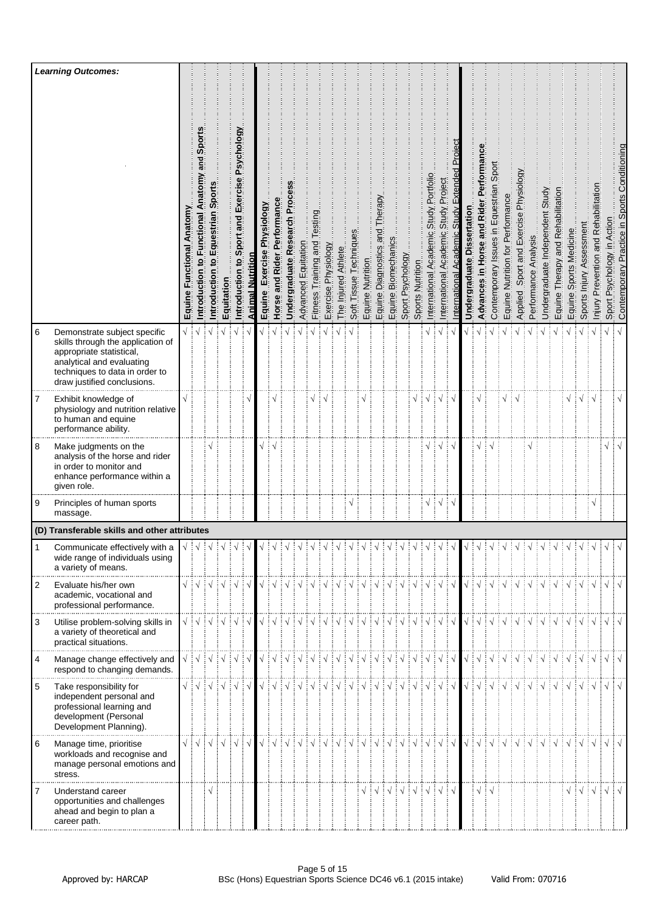| | *Learning Outcomes:* | Equine Functional Anatomy | Introduction to Functional Anatomy and Sports | Introduction to Equestrian Sports | Equitation | Introduction to Sport and Exercise Psychology | Animal Nutrition | Equine Exercise Physiology | Horse and Rider Performance | Undergraduate Research Process | Advanced Equitation | Fitness Training and Testing | Exercise Physiology | The Injured Athlete | Soft Tissue Techniques | Equine Nutrition | Equine Diagnostics and Therapy | Equine Biomechanics | Sport Psychology | Sports Nutrition | International Academic Study Portfolio | International Academic Study Project | International Academic Study Extended Project | Undergraduate Dissertation | Advances in Horse and Rider Performance | Contemporary Issues in Equestrian Sport | Equine Nutrition for Performance | Applied Sport and Exercise Physiology | Performance Analysis | Undergraduate Independent Study | Equine Therapy and Rehabilitation | Equine Sports Medicine | Sports Injury Assessment | Injury Prevention and Rehabilitation | Sport Psychology in Action | Contemporary Practice in Sports Conditioning |
|---|---|---|---|---|---|---|---|---|---|---|---|---|---|---|---|---|---|---|---|---|---|---|---|---|---|---|---|---|---|---|---|---|---|---|---|---|
| 6 | Demonstrate subject specific skills through the application of appropriate statistical, analytical and evaluating techniques to data in order to draw justified conclusions. | √ | √ | √ | √ | √ | √ | √ | √ | √ | √ | √ | √ | √ | √ | | | | | | √ | √ | √ | √ | √ | √ | √ | √ | √ | √ | √ | √ | √ | √ | √ | √ |
| 7 | Exhibit knowledge of physiology and nutrition relative to human and equine performance ability. | √ | | | | | √ | | √ | | | √ | √ | | | √ | | | | √ | √ | √ | √ | | √ | | √ | √ | | | | √ | √ | √ | | √ |
| 8 | Make judgments on the analysis of the horse and rider in order to monitor and enhance performance within a given role. | | | √ | | | | √ | √ | | | | | | | | | | | | √ | √ | √ | | √ | √ | | | √ | | | | | | √ | √ |
| 9 | Principles of human sports massage. | | | | | | | | | | | | | | √ | | | | | | √ | √ | √ | | | | | | | | | | | √ | | |
| **(D) Transferable skills and other attributes** | | | | | | | | | | | | | | | | | | | | | | | | | | | | | | | | | | | | |
| 1 | Communicate effectively with a wide range of individuals using a variety of means. | √ | √ | √ | √ | √ | √ | √ | √ | √ | √ | √ | √ | √ | √ | √ | √ | √ | √ | √ | √ | √ | √ | √ | √ | √ | √ | √ | √ | √ | √ | √ | √ | √ | √ | √ |
| 2 | Evaluate his/her own academic, vocational and professional performance. | √ | √ | √ | √ | √ | √ | √ | √ | √ | √ | √ | √ | √ | √ | √ | √ | √ | √ | √ | √ | √ | √ | √ | √ | √ | √ | √ | √ | √ | √ | √ | √ | √ | √ | √ |
| 3 | Utilise problem-solving skills in a variety of theoretical and practical situations. | √ | √ | √ | √ | √ | √ | √ | √ | √ | √ | √ | √ | √ | √ | √ | √ | √ | √ | √ | √ | √ | √ | √ | √ | √ | √ | √ | √ | √ | √ | √ | √ | √ | √ | √ |
| 4 | Manage change effectively and respond to changing demands. | √ | √ | √ | √ | √ | √ | √ | √ | √ | √ | √ | √ | √ | √ | √ | √ | √ | √ | √ | √ | √ | √ | √ | √ | √ | √ | √ | √ | √ | √ | √ | √ | √ | √ | √ |
| 5 | Take responsibility for independent personal and professional learning and development (Personal Development Planning). | √ | √ | √ | √ | √ | √ | √ | √ | √ | √ | √ | √ | √ | √ | √ | √ | √ | √ | √ | √ | √ | √ | √ | √ | √ | √ | √ | √ | √ | √ | √ | √ | √ | √ | √ |
| 6 | Manage time, prioritise workloads and recognise and manage personal emotions and stress. | √ | √ | √ | √ | √ | √ | √ | √ | √ | √ | √ | √ | √ | √ | √ | √ | √ | √ | √ | √ | √ | √ | √ | √ | √ | √ | √ | √ | √ | √ | √ | √ | √ | √ | √ |
| 7 | Understand career opportunities and challenges ahead and begin to plan a career path. | | | √ | | | | | | | | | | | | √ | √ | √ | √ | √ | √ | √ | √ | | √ | √ | | | | | | √ | √ | √ | √ | √ |

Approved by: HARCAP | BSc (Hons) Equestrian Sports Science DC46 v6.1 (2015 intake) | Valid From: 070716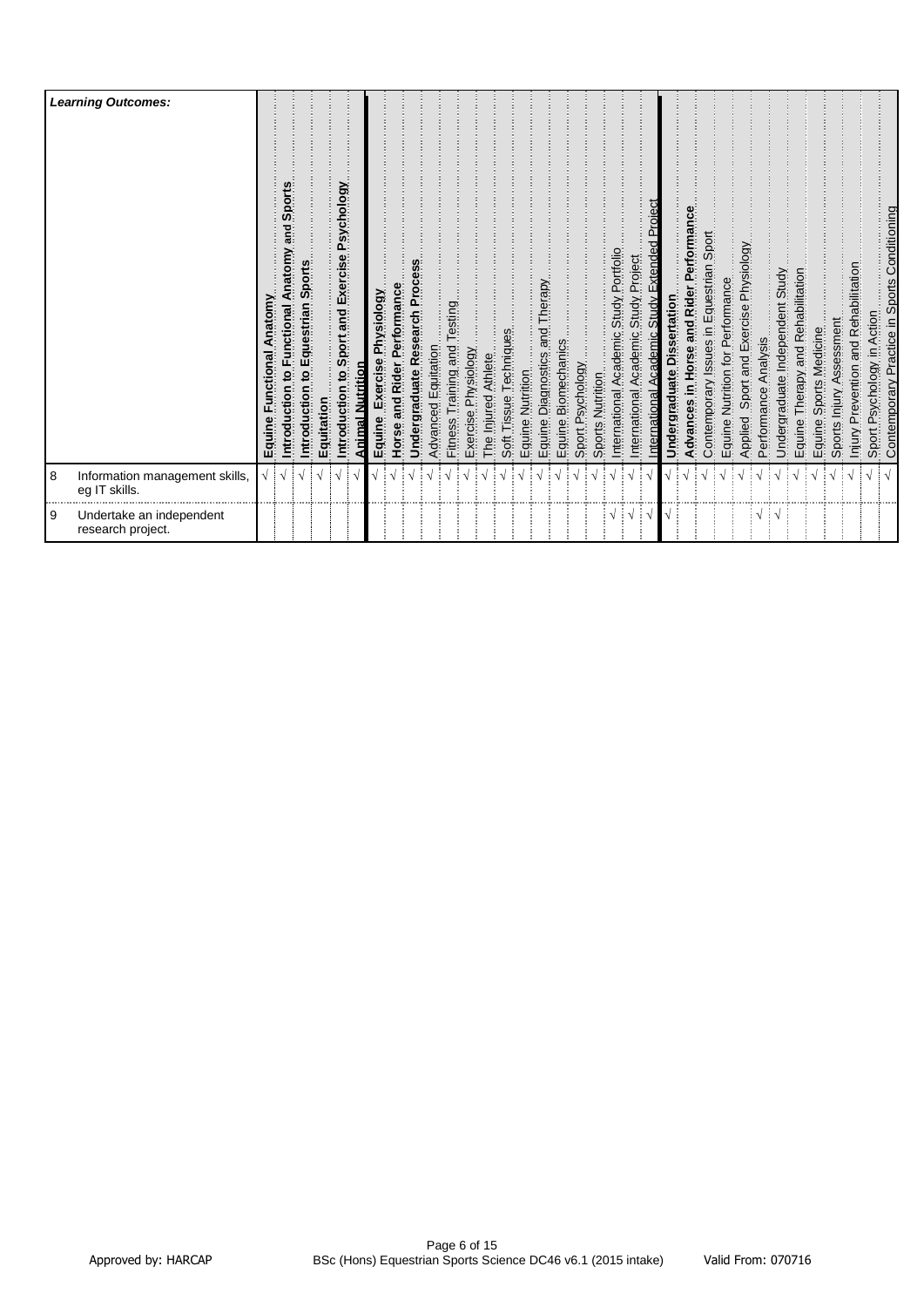| | Learning Outcomes: | Equine Functional Anatomy | Introduction to Functional Anatomy and Sports | Introduction to Equestrian Sports | Equitation | Introduction to Sport and Exercise Psychology | Animal Nutrition | Equine Exercise Physiology | Horse and Rider Performance | Undergraduate Research Process | Advanced Equitation | Fitness Training and Testing | Exercise Physiology | The Injured Athlete | Soft Tissue Techniques | Equine Nutrition | Equine Diagnostics and Therapy | Equine Biomechanics | Sport Psychology | Sports Nutrition | International Academic Study Portfolio | International Academic Study Project | International Academic Study Extended Project | Undergraduate Dissertation | Advances in Horse and Rider Performance | Contemporary Issues in Equestrian Sport | Equine Nutrition for Performance | Applied Sport and Exercise Physiology | Performance Analysis | Undergraduate Independent Study | Equine Therapy and Rehabilitation | Equine Sports Medicine | Sports Injury Assessment | Injury Prevention and Rehabilitation | Sport Psychology in Action | Contemporary Practice in Sports Conditioning |
|---|---|---|---|---|---|---|---|---|---|---|---|---|---|---|---|---|---|---|---|---|---|---|---|---|---|---|---|---|---|---|---|---|---|---|---|---|
| 8 | Information management skills, eg IT skills. | √ | √ | √ | √ | √ | √ | √ | √ | √ | √ | √ | √ | √ | √ | √ | √ | √ | √ | √ | √ | √ | √ | √ | √ | √ | √ | √ | √ | √ | √ | √ | √ | √ | √ | √ |
| 9 | Undertake an independent research project. | | | | | | | | | | | | | | | | | | | | √ | √ | √ | √ | | | | | √ | √ | | | | | | |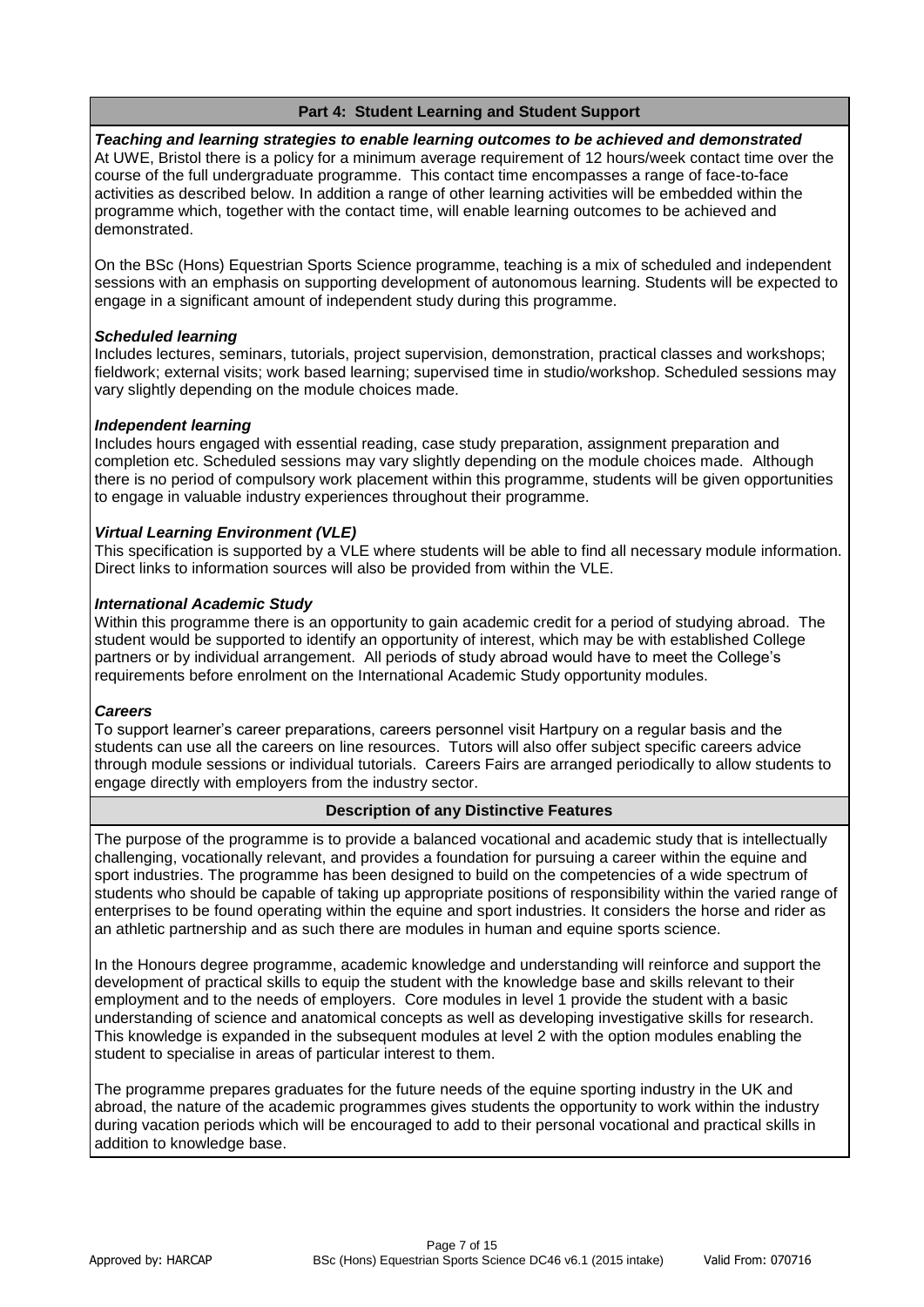## Part 4: Student Learning and Student Support

***Teaching and learning strategies to enable learning outcomes to be achieved and demonstrated***

At UWE, Bristol there is a policy for a minimum average requirement of 12 hours/week contact time over the course of the full undergraduate programme. This contact time encompasses a range of face-to-face activities as described below. In addition a range of other learning activities will be embedded within the programme which, together with the contact time, will enable learning outcomes to be achieved and demonstrated.

On the BSc (Hons) Equestrian Sports Science programme, teaching is a mix of scheduled and independent sessions with an emphasis on supporting development of autonomous learning. Students will be expected to engage in a significant amount of independent study during this programme.

***Scheduled learning***

Includes lectures, seminars, tutorials, project supervision, demonstration, practical classes and workshops; fieldwork; external visits; work based learning; supervised time in studio/workshop. Scheduled sessions may vary slightly depending on the module choices made.

***Independent learning***

Includes hours engaged with essential reading, case study preparation, assignment preparation and completion etc. Scheduled sessions may vary slightly depending on the module choices made. Although there is no period of compulsory work placement within this programme, students will be given opportunities to engage in valuable industry experiences throughout their programme.

***Virtual Learning Environment (VLE)***

This specification is supported by a VLE where students will be able to find all necessary module information. Direct links to information sources will also be provided from within the VLE.

***International Academic Study***

Within this programme there is an opportunity to gain academic credit for a period of studying abroad. The student would be supported to identify an opportunity of interest, which may be with established College partners or by individual arrangement. All periods of study abroad would have to meet the College's requirements before enrolment on the International Academic Study opportunity modules.

***Careers***

To support learner's career preparations, careers personnel visit Hartpury on a regular basis and the students can use all the careers on line resources. Tutors will also offer subject specific careers advice through module sessions or individual tutorials. Careers Fairs are arranged periodically to allow students to engage directly with employers from the industry sector.

## Description of any Distinctive Features

The purpose of the programme is to provide a balanced vocational and academic study that is intellectually challenging, vocationally relevant, and provides a foundation for pursuing a career within the equine and sport industries. The programme has been designed to build on the competencies of a wide spectrum of students who should be capable of taking up appropriate positions of responsibility within the varied range of enterprises to be found operating within the equine and sport industries. It considers the horse and rider as an athletic partnership and as such there are modules in human and equine sports science.

In the Honours degree programme, academic knowledge and understanding will reinforce and support the development of practical skills to equip the student with the knowledge base and skills relevant to their employment and to the needs of employers. Core modules in level 1 provide the student with a basic understanding of science and anatomical concepts as well as developing investigative skills for research. This knowledge is expanded in the subsequent modules at level 2 with the option modules enabling the student to specialise in areas of particular interest to them.

The programme prepares graduates for the future needs of the equine sporting industry in the UK and abroad, the nature of the academic programmes gives students the opportunity to work within the industry during vacation periods which will be encouraged to add to their personal vocational and practical skills in addition to knowledge base.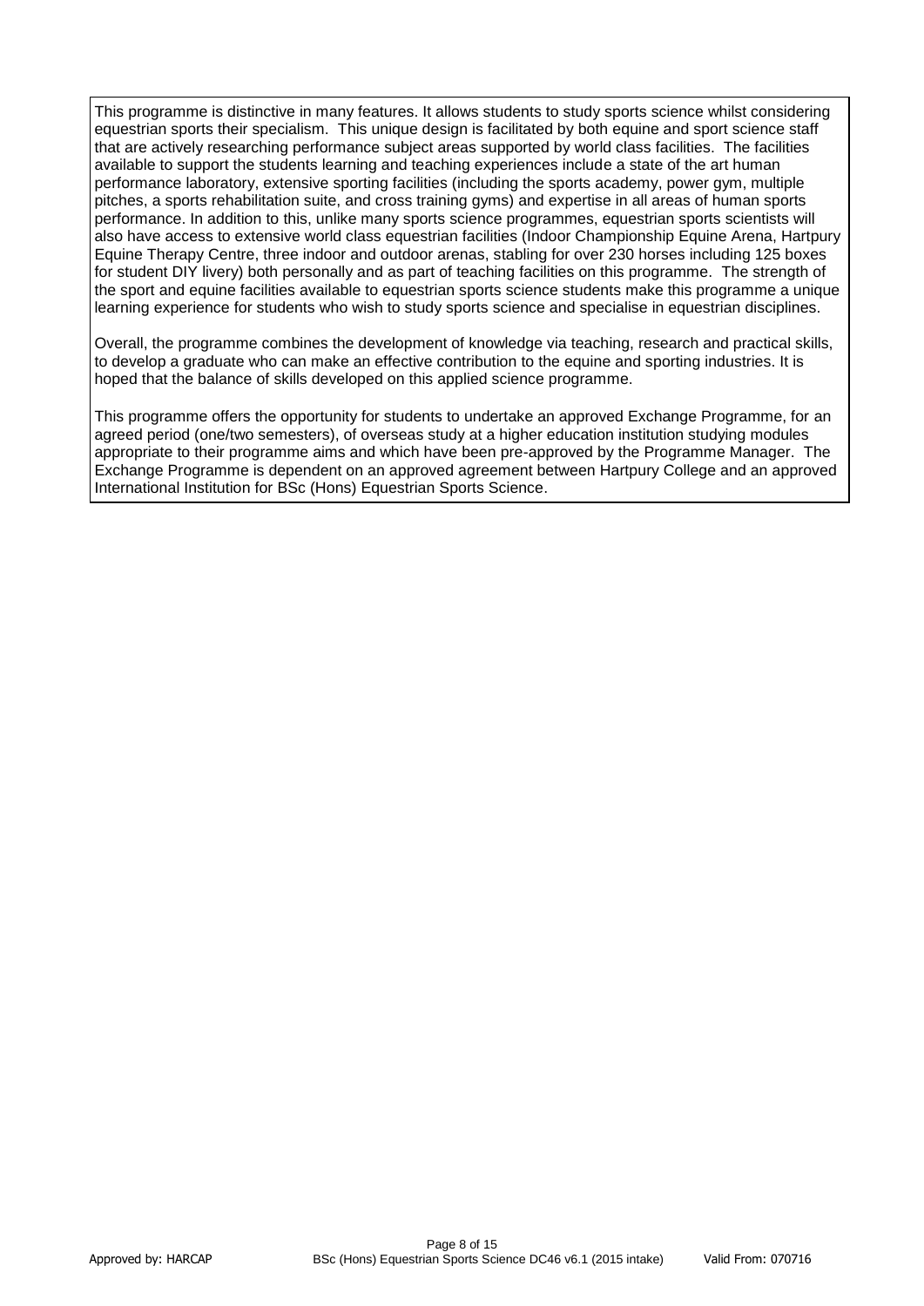This programme is distinctive in many features. It allows students to study sports science whilst considering equestrian sports their specialism. This unique design is facilitated by both equine and sport science staff that are actively researching performance subject areas supported by world class facilities. The facilities available to support the students learning and teaching experiences include a state of the art human performance laboratory, extensive sporting facilities (including the sports academy, power gym, multiple pitches, a sports rehabilitation suite, and cross training gyms) and expertise in all areas of human sports performance. In addition to this, unlike many sports science programmes, equestrian sports scientists will also have access to extensive world class equestrian facilities (Indoor Championship Equine Arena, Hartpury Equine Therapy Centre, three indoor and outdoor arenas, stabling for over 230 horses including 125 boxes for student DIY livery) both personally and as part of teaching facilities on this programme. The strength of the sport and equine facilities available to equestrian sports science students make this programme a unique learning experience for students who wish to study sports science and specialise in equestrian disciplines.

Overall, the programme combines the development of knowledge via teaching, research and practical skills, to develop a graduate who can make an effective contribution to the equine and sporting industries. It is hoped that the balance of skills developed on this applied science programme.

This programme offers the opportunity for students to undertake an approved Exchange Programme, for an agreed period (one/two semesters), of overseas study at a higher education institution studying modules appropriate to their programme aims and which have been pre-approved by the Programme Manager. The Exchange Programme is dependent on an approved agreement between Hartpury College and an approved International Institution for BSc (Hons) Equestrian Sports Science.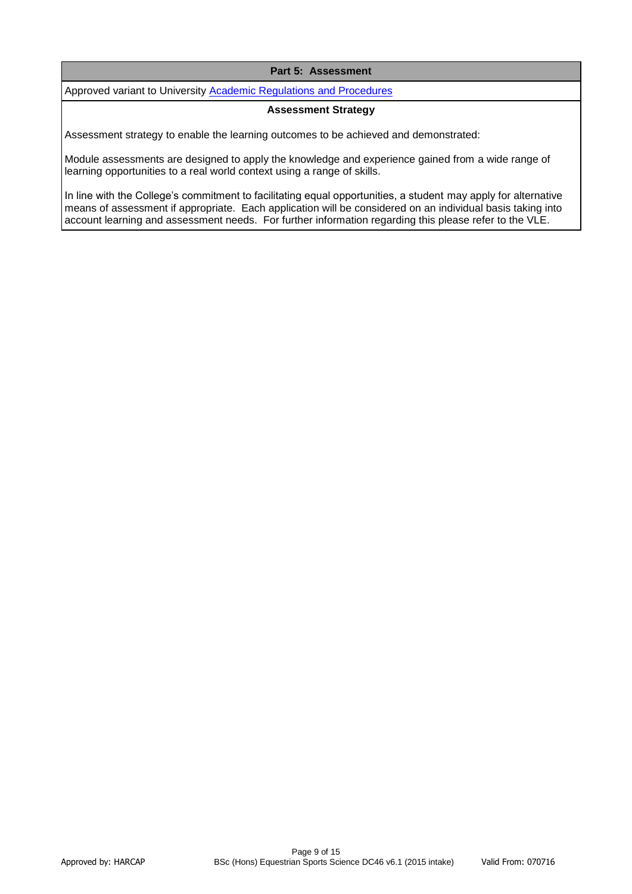## Part 5: Assessment

Approved variant to University Academic Regulations and Procedures

### Assessment Strategy

Assessment strategy to enable the learning outcomes to be achieved and demonstrated:

Module assessments are designed to apply the knowledge and experience gained from a wide range of learning opportunities to a real world context using a range of skills.

In line with the College's commitment to facilitating equal opportunities, a student may apply for alternative means of assessment if appropriate. Each application will be considered on an individual basis taking into account learning and assessment needs. For further information regarding this please refer to the VLE.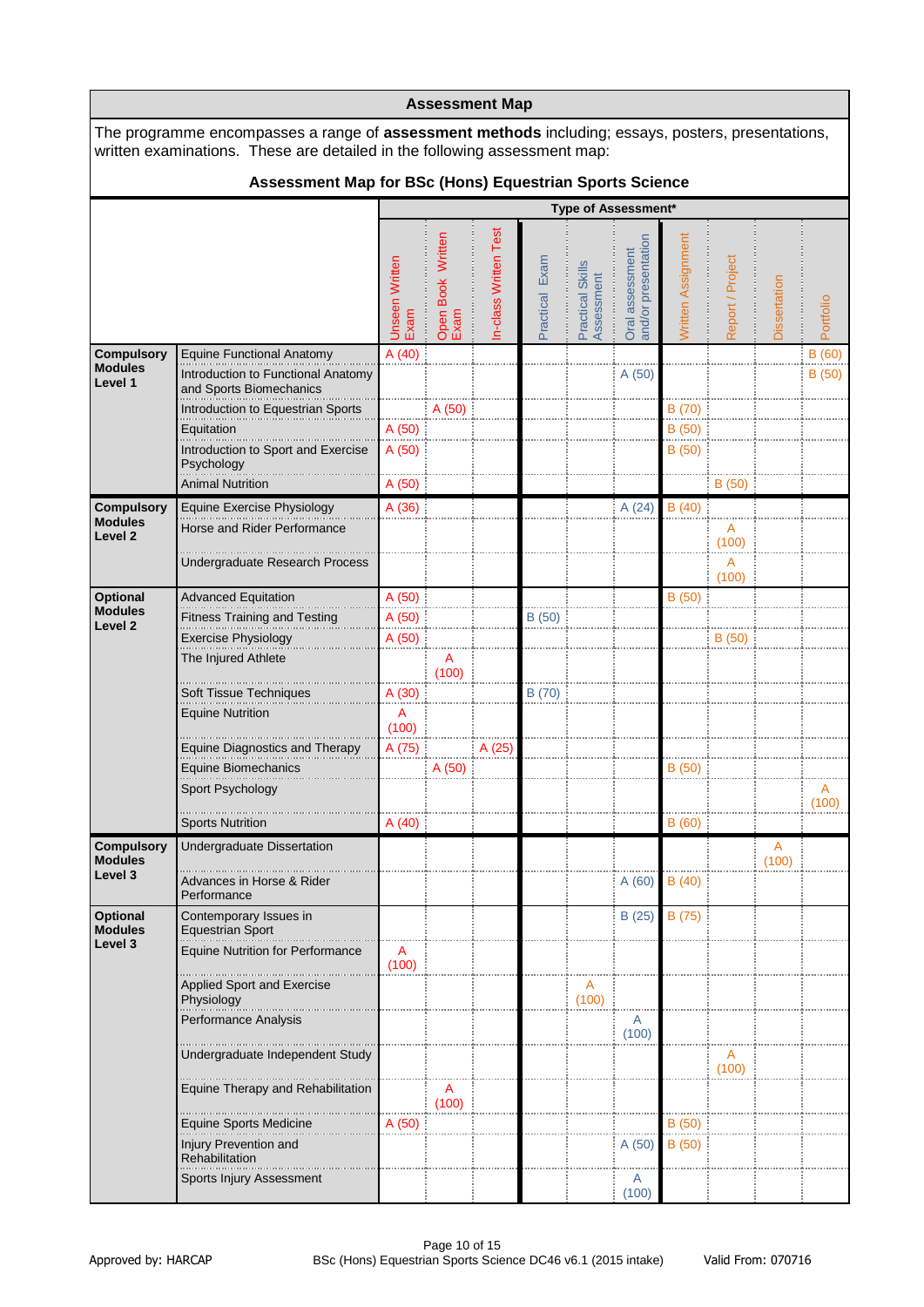## Assessment Map

The programme encompasses a range of **assessment methods** including; essays, posters, presentations, written examinations. These are detailed in the following assessment map:

### Assessment Map for BSc (Hons) Equestrian Sports Science

| | | Type of Assessment* | | | | | | | | | |
|---|---|---|---|---|---|---|---|---|---|---|---|
| | | Unseen Written Exam | Open Book Written Exam | In-class Written Test | Practical Exam | Practical Skills Assessment | Oral assessment and/or presentation | Written Assignment | Report / Project | Dissertation | Portfolio |
| **Compulsory Modules Level 1** | Equine Functional Anatomy | A (40) | | | | | | | | | B (60) |
| | Introduction to Functional Anatomy and Sports Biomechanics | | | | | | A (50) | | | | B (50) |
| | Introduction to Equestrian Sports | | A (50) | | | | | B (70) | | | |
| | Equitation | A (50) | | | | | | B (50) | | | |
| | Introduction to Sport and Exercise Psychology | A (50) | | | | | | B (50) | | | |
| | Animal Nutrition | A (50) | | | | | | | B (50) | | |
| **Compulsory Modules Level 2** | Equine Exercise Physiology | A (36) | | | | | A (24) | B (40) | | | |
| | Horse and Rider Performance | | | | | | | | A (100) | | |
| | Undergraduate Research Process | | | | | | | | A (100) | | |
| **Optional Modules Level 2** | Advanced Equitation | A (50) | | | | | | B (50) | | | |
| | Fitness Training and Testing | A (50) | | | B (50) | | | | | | |
| | Exercise Physiology | A (50) | | | | | | | B (50) | | |
| | The Injured Athlete | | A (100) | | | | | | | | |
| | Soft Tissue Techniques | A (30) | | | B (70) | | | | | | |
| | Equine Nutrition | A (100) | | | | | | | | | |
| | Equine Diagnostics and Therapy | A (75) | | A (25) | | | | | | | |
| | Equine Biomechanics | | A (50) | | | | | B (50) | | | |
| | Sport Psychology | | | | | | | | | | A (100) |
| | Sports Nutrition | A (40) | | | | | | B (60) | | | |
| **Compulsory Modules Level 3** | Undergraduate Dissertation | | | | | | | | | A (100) | |
| | Advances in Horse & Rider Performance | | | | | | A (60) | B (40) | | | |
| **Optional Modules Level 3** | Contemporary Issues in Equestrian Sport | | | | | | B (25) | B (75) | | | |
| | Equine Nutrition for Performance | A (100) | | | | | | | | | |
| | Applied Sport and Exercise Physiology | | | | | A (100) | | | | | |
| | Performance Analysis | | | | | | A (100) | | | | |
| | Undergraduate Independent Study | | | | | | | | A (100) | | |
| | Equine Therapy and Rehabilitation | | A (100) | | | | | | | | |
| | Equine Sports Medicine | A (50) | | | | | | B (50) | | | |
| | Injury Prevention and Rehabilitation | | | | | | A (50) | B (50) | | | |
| | Sports Injury Assessment | | | | | | A (100) | | | | |

Approved by: HARCAP | BSc (Hons) Equestrian Sports Science DC46 v6.1 (2015 intake) | Valid From: 070716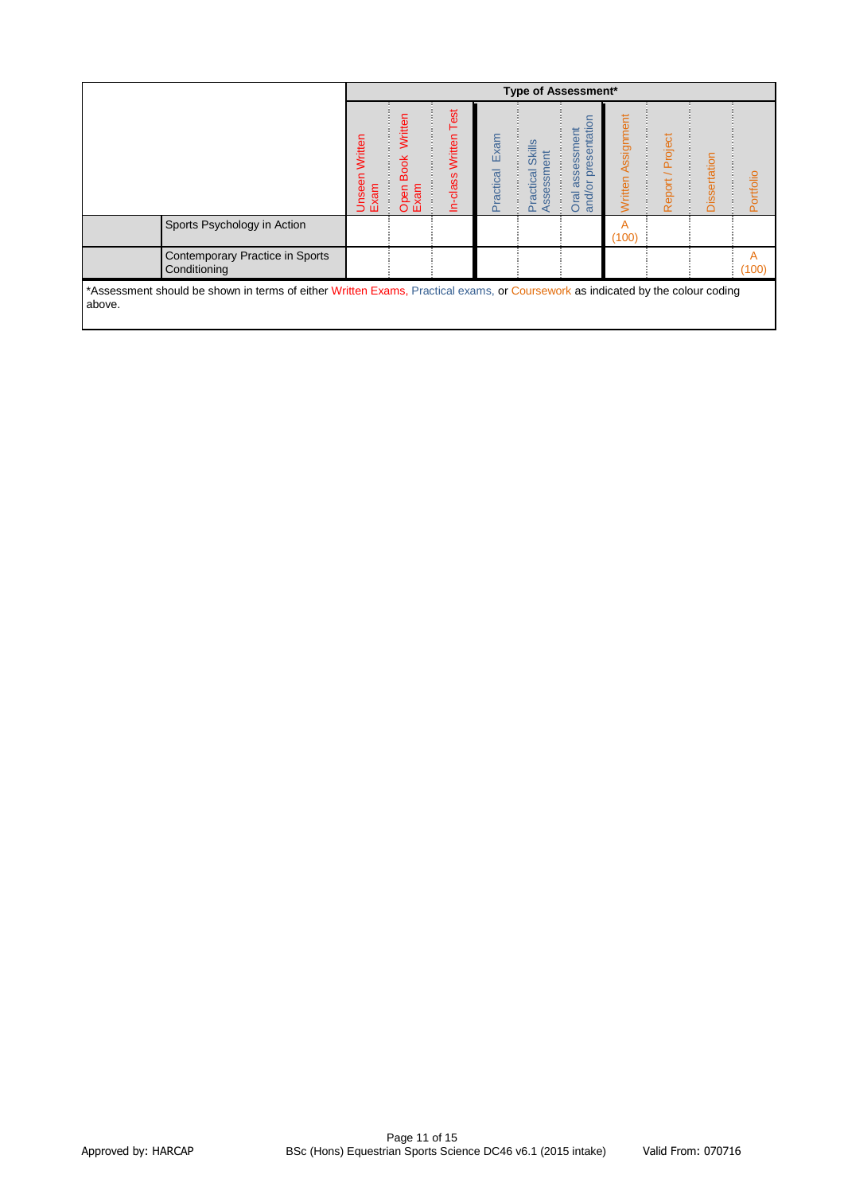| | | Type of Assessment* | | | | | | | | | |
|---|---|---|---|---|---|---|---|---|---|---|---|
| | | Unseen Written Exam | Open Book Written Exam | In-class Written Test | Practical Exam | Practical Skills Assessment | Oral assessment and/or presentation | Written Assignment | Report / Project | Dissertation | Portfolio |
| | Sports Psychology in Action | | | | | | | A (100) | | | |
| | Contemporary Practice in Sports Conditioning | | | | | | | | | | A (100) |

*Assessment should be shown in terms of either Written Exams, Practical exams, or Coursework as indicated by the colour coding above.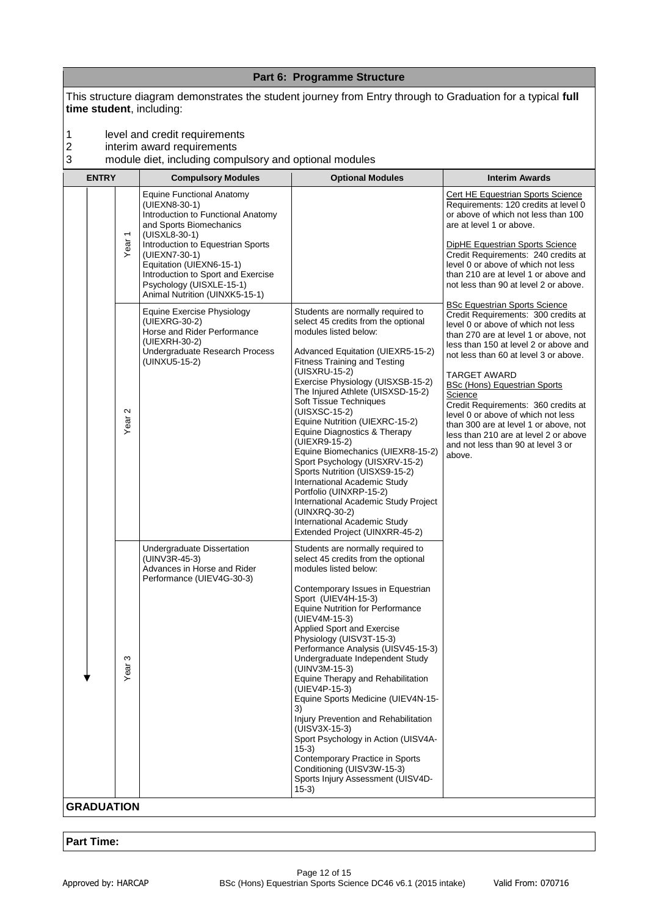## Part 6: Programme Structure

This structure diagram demonstrates the student journey from Entry through to Graduation for a typical **full time student**, including:

1. level and credit requirements
2. interim award requirements
3. module diet, including compulsory and optional modules

| ENTRY | | Compulsory Modules | Optional Modules | Interim Awards |
|---|---|---|---|---|
| | Year 1 | Equine Functional Anatomy (UIEXN8-30-1)<br>Introduction to Functional Anatomy and Sports Biomechanics (UISXL8-30-1)<br>Introduction to Equestrian Sports (UIEXN7-30-1)<br>Equitation (UIEXN6-15-1)<br>Introduction to Sport and Exercise Psychology (UISXLE-15-1)<br>Animal Nutrition (UINXK5-15-1) | | Cert HE Equestrian Sports Science<br>Requirements: 120 credits at level 0 or above of which not less than 100 are at level 1 or above.<br><br>DipHE Equestrian Sports Science<br>Credit Requirements: 240 credits at level 0 or above of which not less than 210 are at level 1 or above and not less than 90 at level 2 or above. |
| | Year 2 | Equine Exercise Physiology (UIEXRG-30-2)<br>Horse and Rider Performance (UIEXRH-30-2)<br>Undergraduate Research Process (UINXU5-15-2) | Students are normally required to select 45 credits from the optional modules listed below:<br><br>Advanced Equitation (UIEXR5-15-2)<br>Fitness Training and Testing (UISXRU-15-2)<br>Exercise Physiology (UISXSB-15-2)<br>The Injured Athlete (UISXSD-15-2)<br>Soft Tissue Techniques (UISXSC-15-2)<br>Equine Nutrition (UIEXRC-15-2)<br>Equine Diagnostics & Therapy (UIEXR9-15-2)<br>Equine Biomechanics (UIEXR8-15-2)<br>Sport Psychology (UISXRV-15-2)<br>Sports Nutrition (UISXS9-15-2)<br>International Academic Study Portfolio (UINXRP-15-2)<br>International Academic Study Project (UINXRQ-30-2)<br>International Academic Study Extended Project (UINXRR-45-2) | BSc Equestrian Sports Science<br>Credit Requirements: 300 credits at level 0 or above of which not less than 270 are at level 1 or above, not less than 150 at level 2 or above and not less than 60 at level 3 or above.<br><br>TARGET AWARD<br>BSc (Hons) Equestrian Sports Science<br>Credit Requirements: 360 credits at level 0 or above of which not less than 300 are at level 1 or above, not less than 210 are at level 2 or above and not less than 90 at level 3 or above. |
| | Year 3 | Undergraduate Dissertation (UINV3R-45-3)<br>Advances in Horse and Rider Performance (UIEV4G-30-3) | Students are normally required to select 45 credits from the optional modules listed below:<br><br>Contemporary Issues in Equestrian Sport (UIEV4H-15-3)<br>Equine Nutrition for Performance (UIEV4M-15-3)<br>Applied Sport and Exercise Physiology (UISV3T-15-3)<br>Performance Analysis (UISV45-15-3)<br>Undergraduate Independent Study (UINV3M-15-3)<br>Equine Therapy and Rehabilitation (UIEV4P-15-3)<br>Equine Sports Medicine (UIEV4N-15-3)<br>Injury Prevention and Rehabilitation (UISV3X-15-3)<br>Sport Psychology in Action (UISV4A-15-3)<br>Contemporary Practice in Sports Conditioning (UISV3W-15-3)<br>Sports Injury Assessment (UISV4D-15-3) | |
| **GRADUATION** | | | | |

**Part Time:**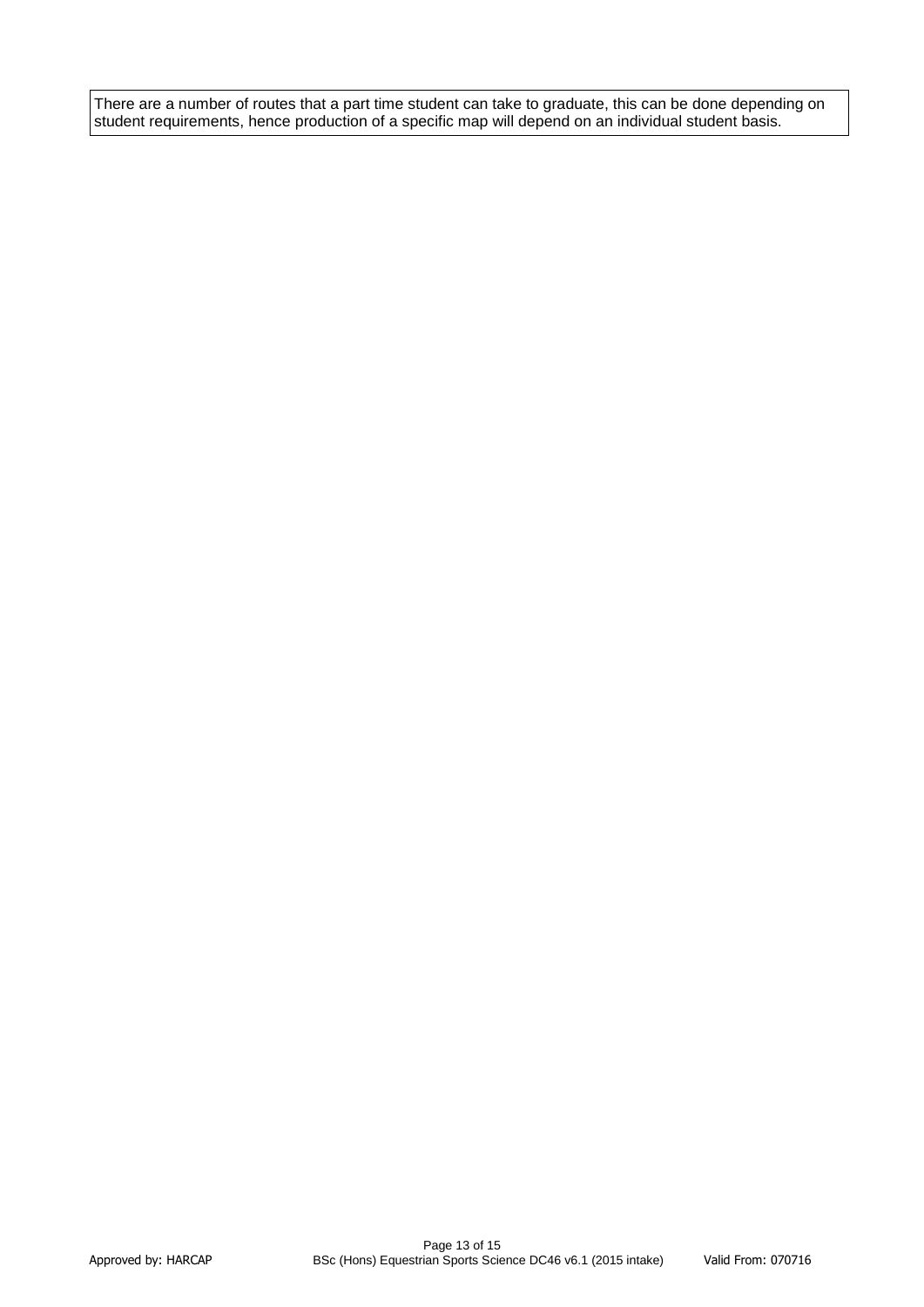There are a number of routes that a part time student can take to graduate, this can be done depending on student requirements, hence production of a specific map will depend on an individual student basis.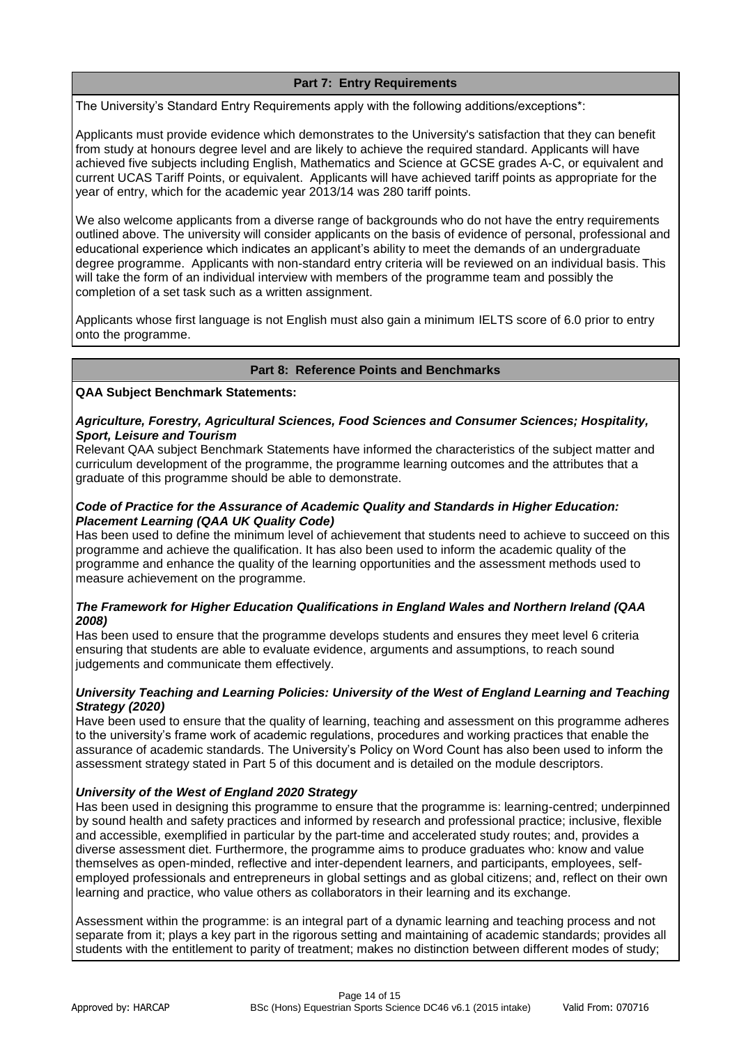## Part 7: Entry Requirements

The University's Standard Entry Requirements apply with the following additions/exceptions*:

Applicants must provide evidence which demonstrates to the University's satisfaction that they can benefit from study at honours degree level and are likely to achieve the required standard. Applicants will have achieved five subjects including English, Mathematics and Science at GCSE grades A-C, or equivalent and current UCAS Tariff Points, or equivalent. Applicants will have achieved tariff points as appropriate for the year of entry, which for the academic year 2013/14 was 280 tariff points.

We also welcome applicants from a diverse range of backgrounds who do not have the entry requirements outlined above. The university will consider applicants on the basis of evidence of personal, professional and educational experience which indicates an applicant's ability to meet the demands of an undergraduate degree programme. Applicants with non-standard entry criteria will be reviewed on an individual basis. This will take the form of an individual interview with members of the programme team and possibly the completion of a set task such as a written assignment.

Applicants whose first language is not English must also gain a minimum IELTS score of 6.0 prior to entry onto the programme.

## Part 8: Reference Points and Benchmarks

**QAA Subject Benchmark Statements:**

***Agriculture, Forestry, Agricultural Sciences, Food Sciences and Consumer Sciences; Hospitality, Sport, Leisure and Tourism***

Relevant QAA subject Benchmark Statements have informed the characteristics of the subject matter and curriculum development of the programme, the programme learning outcomes and the attributes that a graduate of this programme should be able to demonstrate.

***Code of Practice for the Assurance of Academic Quality and Standards in Higher Education: Placement Learning (QAA UK Quality Code)***

Has been used to define the minimum level of achievement that students need to achieve to succeed on this programme and achieve the qualification. It has also been used to inform the academic quality of the programme and enhance the quality of the learning opportunities and the assessment methods used to measure achievement on the programme.

***The Framework for Higher Education Qualifications in England Wales and Northern Ireland (QAA 2008)***

Has been used to ensure that the programme develops students and ensures they meet level 6 criteria ensuring that students are able to evaluate evidence, arguments and assumptions, to reach sound judgements and communicate them effectively.

***University Teaching and Learning Policies: University of the West of England Learning and Teaching Strategy (2020)***

Have been used to ensure that the quality of learning, teaching and assessment on this programme adheres to the university's frame work of academic regulations, procedures and working practices that enable the assurance of academic standards. The University's Policy on Word Count has also been used to inform the assessment strategy stated in Part 5 of this document and is detailed on the module descriptors.

***University of the West of England 2020 Strategy***

Has been used in designing this programme to ensure that the programme is: learning-centred; underpinned by sound health and safety practices and informed by research and professional practice; inclusive, flexible and accessible, exemplified in particular by the part-time and accelerated study routes; and, provides a diverse assessment diet. Furthermore, the programme aims to produce graduates who: know and value themselves as open-minded, reflective and inter-dependent learners, and participants, employees, self-employed professionals and entrepreneurs in global settings and as global citizens; and, reflect on their own learning and practice, who value others as collaborators in their learning and its exchange.

Assessment within the programme: is an integral part of a dynamic learning and teaching process and not separate from it; plays a key part in the rigorous setting and maintaining of academic standards; provides all students with the entitlement to parity of treatment; makes no distinction between different modes of study;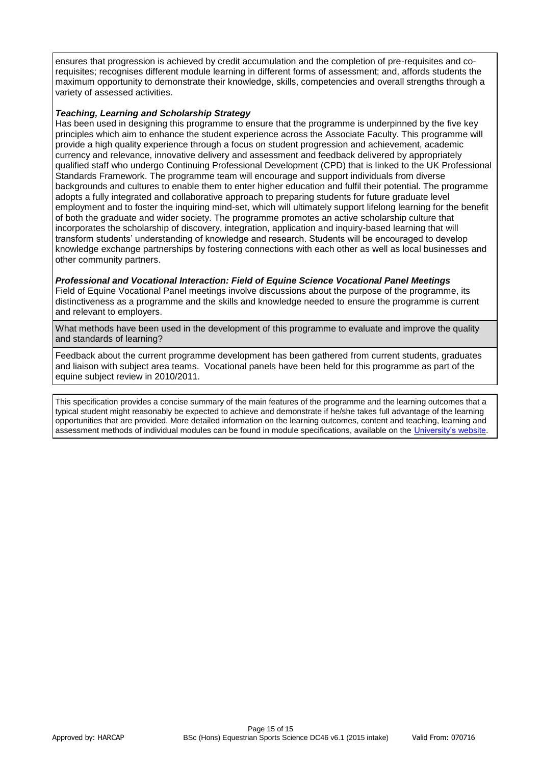ensures that progression is achieved by credit accumulation and the completion of pre-requisites and co-requisites; recognises different module learning in different forms of assessment; and, affords students the maximum opportunity to demonstrate their knowledge, skills, competencies and overall strengths through a variety of assessed activities.

***Teaching, Learning and Scholarship Strategy***

Has been used in designing this programme to ensure that the programme is underpinned by the five key principles which aim to enhance the student experience across the Associate Faculty. This programme will provide a high quality experience through a focus on student progression and achievement, academic currency and relevance, innovative delivery and assessment and feedback delivered by appropriately qualified staff who undergo Continuing Professional Development (CPD) that is linked to the UK Professional Standards Framework. The programme team will encourage and support individuals from diverse backgrounds and cultures to enable them to enter higher education and fulfil their potential. The programme adopts a fully integrated and collaborative approach to preparing students for future graduate level employment and to foster the inquiring mind-set, which will ultimately support lifelong learning for the benefit of both the graduate and wider society. The programme promotes an active scholarship culture that incorporates the scholarship of discovery, integration, application and inquiry-based learning that will transform students' understanding of knowledge and research. Students will be encouraged to develop knowledge exchange partnerships by fostering connections with each other as well as local businesses and other community partners.

***Professional and Vocational Interaction: Field of Equine Science Vocational Panel Meetings***

Field of Equine Vocational Panel meetings involve discussions about the purpose of the programme, its distinctiveness as a programme and the skills and knowledge needed to ensure the programme is current and relevant to employers.

What methods have been used in the development of this programme to evaluate and improve the quality and standards of learning?

Feedback about the current programme development has been gathered from current students, graduates and liaison with subject area teams. Vocational panels have been held for this programme as part of the equine subject review in 2010/2011.

This specification provides a concise summary of the main features of the programme and the learning outcomes that a typical student might reasonably be expected to achieve and demonstrate if he/she takes full advantage of the learning opportunities that are provided. More detailed information on the learning outcomes, content and teaching, learning and assessment methods of individual modules can be found in module specifications, available on the University's website.